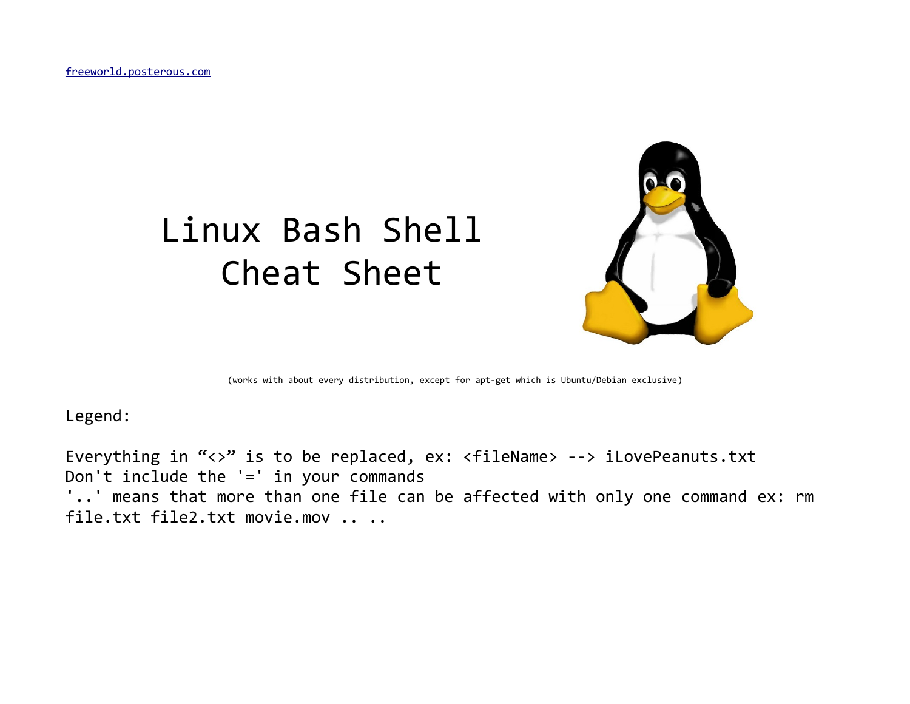freeworld.posterous.com

# Linux Bash Shell Cheat Sheet

(works with about every distribution, except for apt-get which is Ubuntu/Debian exclusive)

Legend:

Everything in “<>” is to be replaced, ex: <fileName> --> iLovePeanuts.txt
Don't include the '=' in your commands
'..' means that more than one file can be affected with only one command ex: rm file.txt file2.txt movie.mov .. ..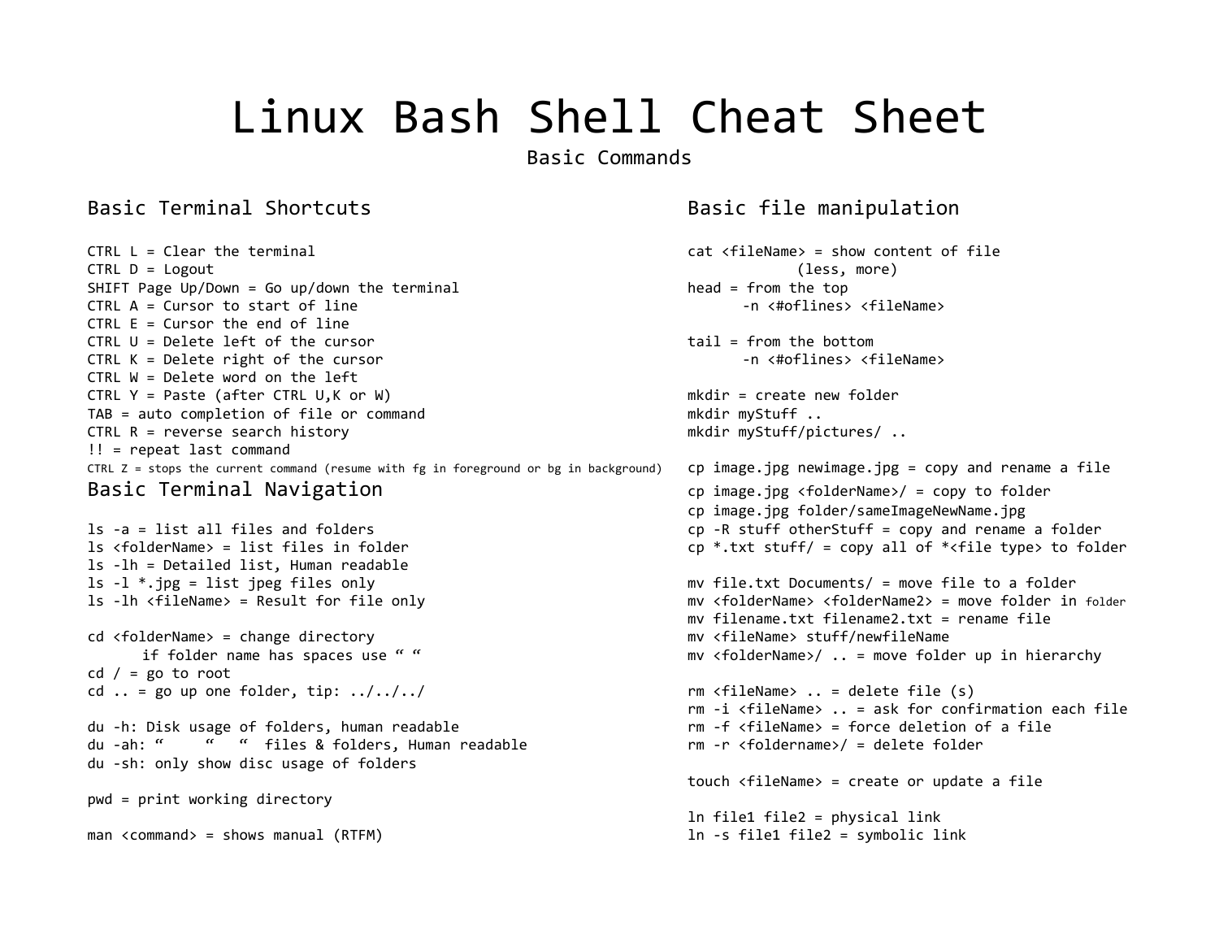# Linux Bash Shell Cheat Sheet

Basic Commands

## Basic Terminal Shortcuts

```
CTRL L = Clear the terminal
CTRL D = Logout
SHIFT Page Up/Down = Go up/down the terminal
CTRL A = Cursor to start of line
CTRL E = Cursor the end of line
CTRL U = Delete left of the cursor
CTRL K = Delete right of the cursor
CTRL W = Delete word on the left
CTRL Y = Paste (after CTRL U,K or W)
TAB = auto completion of file or command
CTRL R = reverse search history
!! = repeat last command
CTRL Z = stops the current command (resume with fg in foreground or bg in background)
```

## Basic Terminal Navigation

```
ls -a = list all files and folders
ls <folderName> = list files in folder
ls -lh = Detailed list, Human readable
ls -l *.jpg = list jpeg files only
ls -lh <fileName> = Result for file only

cd <folderName> = change directory
      if folder name has spaces use " "
cd / = go to root
cd .. = go up one folder, tip: ../../../

du -h: Disk usage of folders, human readable
du -ah: "     "   "  files & folders, Human readable
du -sh: only show disc usage of folders

pwd = print working directory

man <command> = shows manual (RTFM)
```

## Basic file manipulation

```
cat <fileName> = show content of file
             (less, more)
head = from the top
       -n <#oflines> <fileName>

tail = from the bottom
       -n <#oflines> <fileName>

mkdir = create new folder
mkdir myStuff ..
mkdir myStuff/pictures/ ..

cp image.jpg newimage.jpg = copy and rename a file
cp image.jpg <folderName>/ = copy to folder
cp image.jpg folder/sameImageNewName.jpg
cp -R stuff otherStuff = copy and rename a folder
cp *.txt stuff/ = copy all of *<file type> to folder

mv file.txt Documents/ = move file to a folder
mv <folderName> <folderName2> = move folder in folder
mv filename.txt filename2.txt = rename file
mv <fileName> stuff/newfileName
mv <folderName>/ .. = move folder up in hierarchy

rm <fileName> .. = delete file (s)
rm -i <fileName> .. = ask for confirmation each file
rm -f <fileName> = force deletion of a file
rm -r <foldername>/ = delete folder

touch <fileName> = create or update a file

ln file1 file2 = physical link
ln -s file1 file2 = symbolic link
```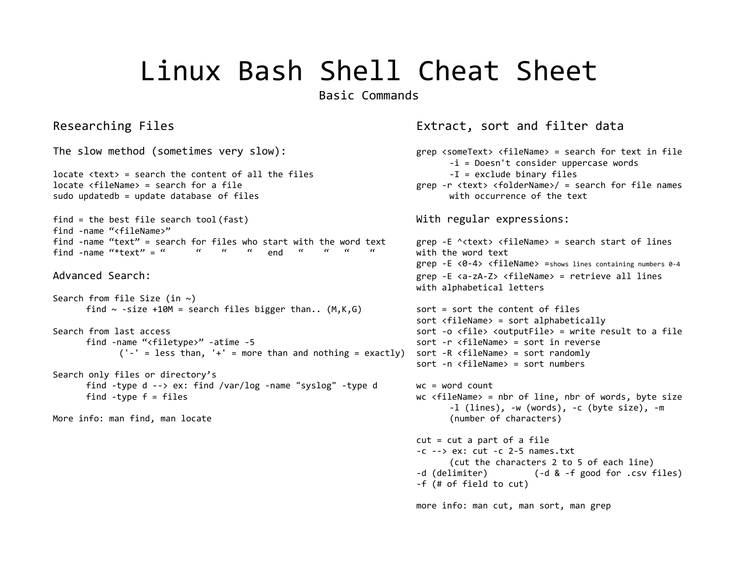# Linux Bash Shell Cheat Sheet

Basic Commands

## Researching Files

### The slow method (sometimes very slow):

locate <text> = search the content of all the files
locate <fileName> = search for a file
sudo updatedb = update database of files

find = the best file search tool(fast)
find -name “<fileName>”
find -name “text” = search for files who start with the word text
find -name “*text” = “ “ “ “ end “ “ “ “

### Advanced Search:

Search from file Size (in ~)
    find ~ -size +10M = search files bigger than.. (M,K,G)

Search from last access
    find -name “<filetype>” -atime -5
        ('-' = less than, '+' = more than and nothing = exactly)

Search only files or directory’s
    find -type d --> ex: find /var/log -name "syslog" -type d
    find -type f = files

More info: man find, man locate

## Extract, sort and filter data

grep <someText> <fileName> = search for text in file
    -i = Doesn't consider uppercase words
    -I = exclude binary files
grep -r <text> <folderName>/ = search for file names
    with occurrence of the text

### With regular expressions:

grep -E ^<text> <fileName> = search start of lines with the word text
grep -E <0-4> <fileName> =shows lines containing numbers 0-4
grep -E <a-zA-Z> <fileName> = retrieve all lines with alphabetical letters

sort = sort the content of files
sort <fileName> = sort alphabetically
sort -o <file> <outputFile> = write result to a file
sort -r <fileName> = sort in reverse
sort -R <fileName> = sort randomly
sort -n <fileName> = sort numbers

wc = word count
wc <fileName> = nbr of line, nbr of words, byte size
    -l (lines), -w (words), -c (byte size), -m
    (number of characters)

cut = cut a part of a file
-c --> ex: cut -c 2-5 names.txt
    (cut the characters 2 to 5 of each line)
-d (delimiter)    (-d & -f good for .csv files)
-f (# of field to cut)

more info: man cut, man sort, man grep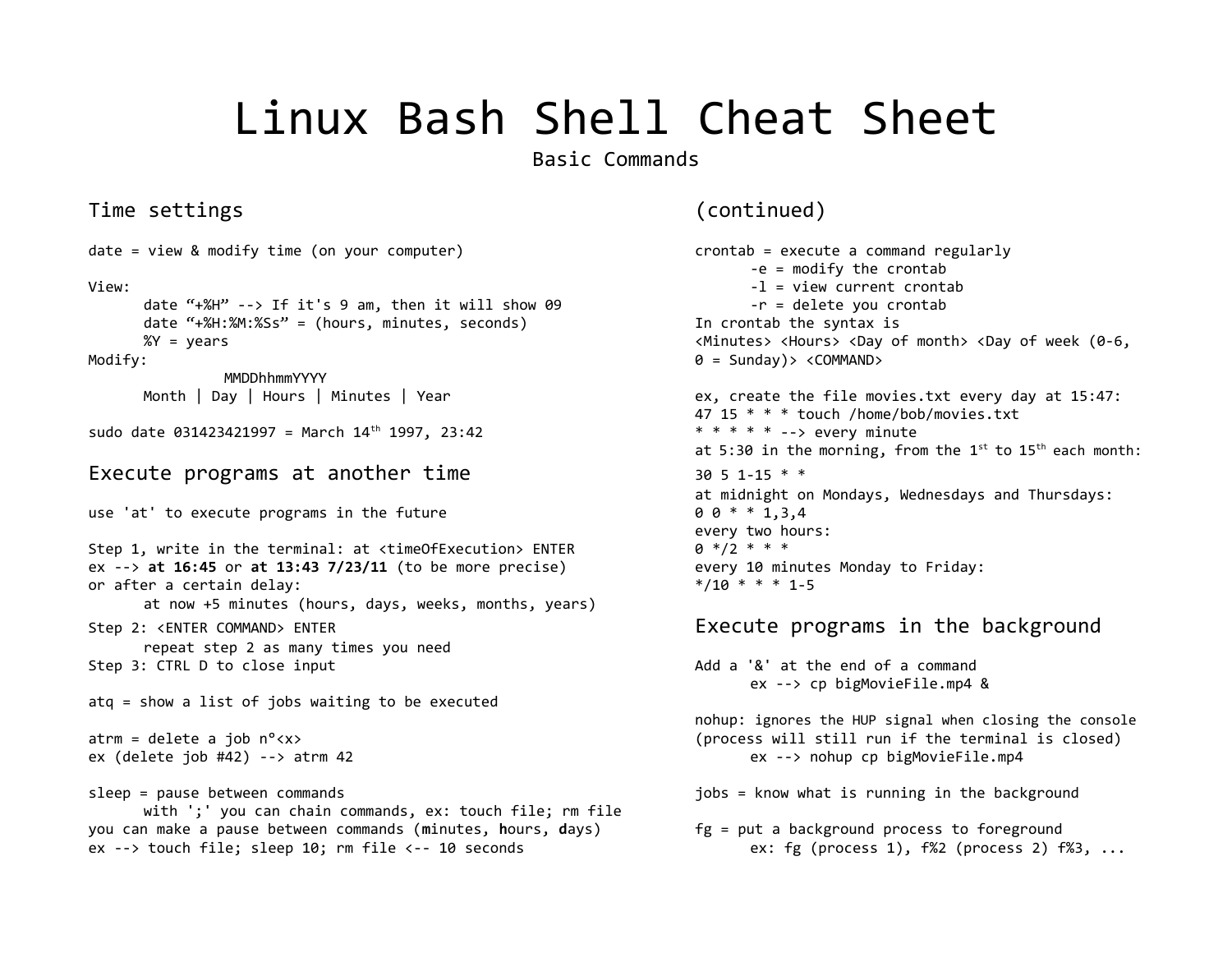# Linux Bash Shell Cheat Sheet

Basic Commands

## Time settings

date = view & modify time (on your computer)

View:

```
      date “+%H” --> If it's 9 am, then it will show 09
      date “+%H:%M:%Ss” = (hours, minutes, seconds)
      %Y = years
```

Modify:

```
               MMDDhhmmYYYY
      Month | Day | Hours | Minutes | Year
```

sudo date 031423421997 = March 14th 1997, 23:42

## Execute programs at another time

use 'at' to execute programs in the future

Step 1, write in the terminal: at <timeOfExecution> ENTER
ex --> **at 16:45** or **at 13:43 7/23/11** (to be more precise)
or after a certain delay:

```
      at now +5 minutes (hours, days, weeks, months, years)
```

Step 2: <ENTER COMMAND> ENTER

```
      repeat step 2 as many times you need
```

Step 3: CTRL D to close input

atq = show a list of jobs waiting to be executed

atrm = delete a job n°<x>
ex (delete job #42) --> atrm 42

sleep = pause between commands

```
      with ';' you can chain commands, ex: touch file; rm file
```

you can make a pause between commands (**m**inutes, **h**ours, **d**ays)
ex --> touch file; sleep 10; rm file <-- 10 seconds

## (continued)

crontab = execute a command regularly

```
      -e = modify the crontab
      -l = view current crontab
      -r = delete you crontab
```

In crontab the syntax is
<Minutes> <Hours> <Day of month> <Day of week (0-6, 0 = Sunday)> <COMMAND>

ex, create the file movies.txt every day at 15:47:

```
47 15 * * * touch /home/bob/movies.txt
* * * * * --> every minute
```

at 5:30 in the morning, from the 1st to 15th each month:

```
30 5 1-15 * *
```

at midnight on Mondays, Wednesdays and Thursdays:

```
0 0 * * 1,3,4
```

every two hours:

```
0 */2 * * *
```

every 10 minutes Monday to Friday:

```
*/10 * * * 1-5
```

## Execute programs in the background

Add a '&' at the end of a command

```
      ex --> cp bigMovieFile.mp4 &
```

nohup: ignores the HUP signal when closing the console
(process will still run if the terminal is closed)

```
      ex --> nohup cp bigMovieFile.mp4
```

jobs = know what is running in the background

fg = put a background process to foreground

```
      ex: fg (process 1), f%2 (process 2) f%3, ...
```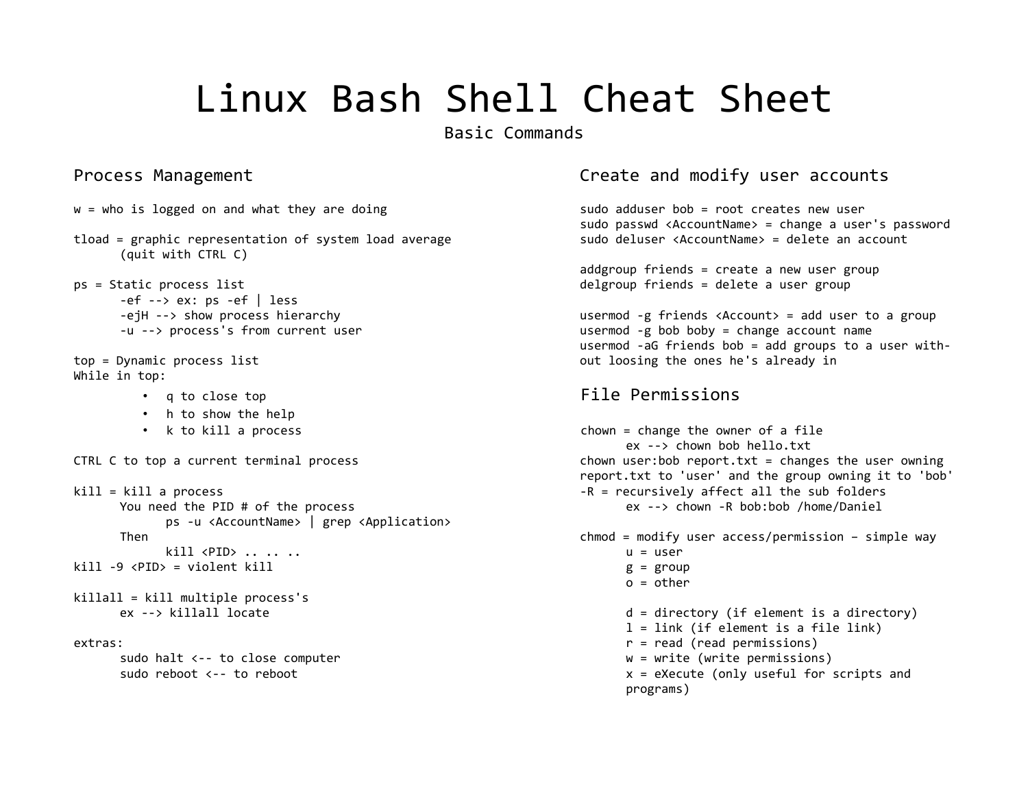# Linux Bash Shell Cheat Sheet

Basic Commands

## Process Management

w = who is logged on and what they are doing

tload = graphic representation of system load average
      (quit with CTRL C)

ps = Static process list
      -ef --> ex: ps -ef | less
      -ejH --> show process hierarchy
      -u --> process's from current user

top = Dynamic process list
While in top:

- q to close top
- h to show the help
- k to kill a process

CTRL C to top a current terminal process

kill = kill a process
      You need the PID # of the process
            ps -u <AccountName> | grep <Application>
      Then
            kill <PID> .. .. ..
kill -9 <PID> = violent kill

killall = kill multiple process's
      ex --> killall locate

extras:
      sudo halt <-- to close computer
      sudo reboot <-- to reboot

## Create and modify user accounts

sudo adduser bob = root creates new user
sudo passwd <AccountName> = change a user's password
sudo deluser <AccountName> = delete an account

addgroup friends = create a new user group
delgroup friends = delete a user group

usermod -g friends <Account> = add user to a group
usermod -g bob boby = change account name
usermod -aG friends bob = add groups to a user with-out loosing the ones he's already in

## File Permissions

chown = change the owner of a file
      ex --> chown bob hello.txt
chown user:bob report.txt = changes the user owning report.txt to 'user' and the group owning it to 'bob'
-R = recursively affect all the sub folders
      ex --> chown -R bob:bob /home/Daniel

chmod = modify user access/permission – simple way
      u = user
      g = group
      o = other

      d = directory (if element is a directory)
      l = link (if element is a file link)
      r = read (read permissions)
      w = write (write permissions)
      x = eXecute (only useful for scripts and programs)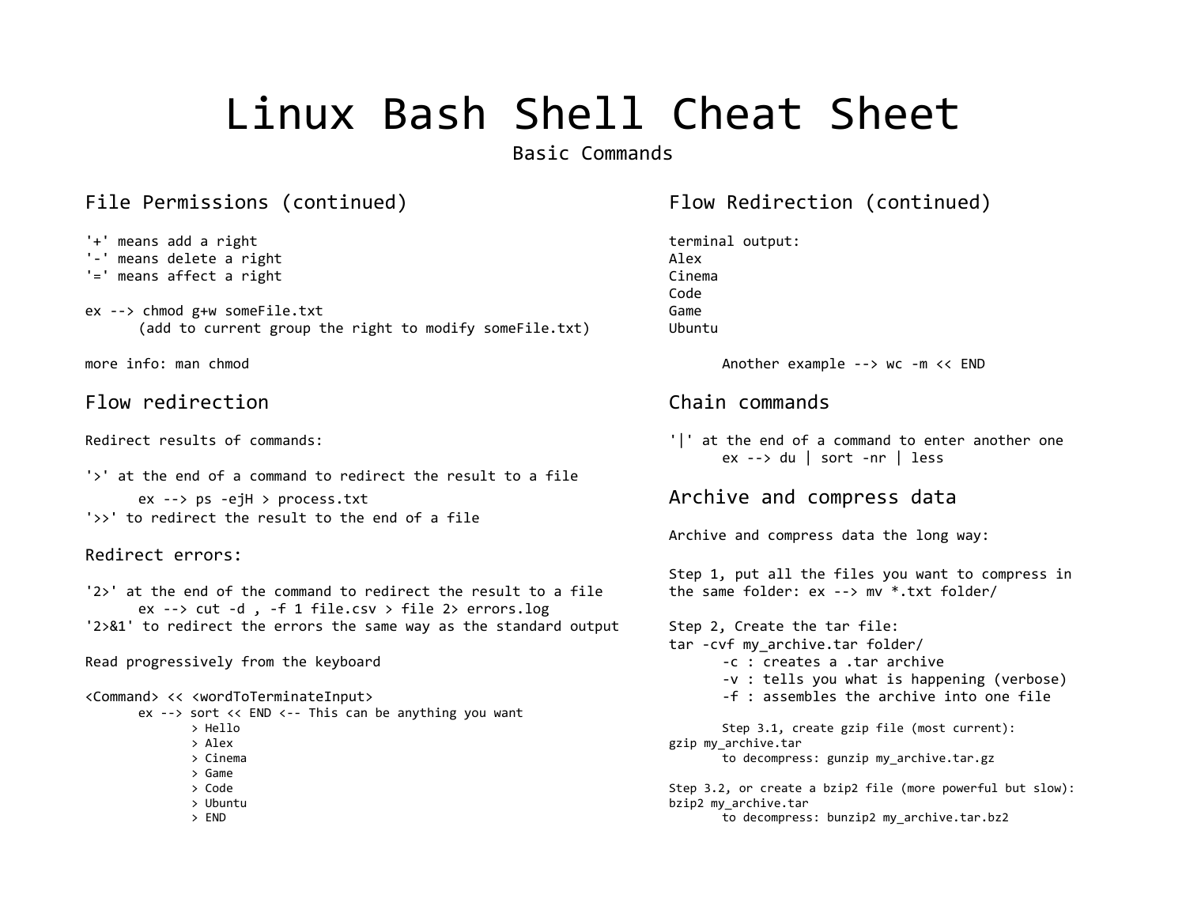# Linux Bash Shell Cheat Sheet

Basic Commands

## File Permissions (continued)

'+' means add a right
'-' means delete a right
'=' means affect a right

ex --> chmod g+w someFile.txt
(add to current group the right to modify someFile.txt)

more info: man chmod

## Flow redirection

Redirect results of commands:

'>' at the end of a command to redirect the result to a file
ex --> ps -ejH > process.txt
'>>' to redirect the result to the end of a file

### Redirect errors:

'2>' at the end of the command to redirect the result to a file
ex --> cut -d , -f 1 file.csv > file 2> errors.log
'2>&1' to redirect the errors the same way as the standard output

Read progressively from the keyboard

<Command> << <wordToTerminateInput>
ex --> sort << END <-- This can be anything you want

```
> Hello
> Alex
> Cinema
> Game
> Code
> Ubuntu
> END
```

## Flow Redirection (continued)

terminal output:

```
Alex
Cinema
Code
Game
Ubuntu
```

Another example --> wc -m << END

## Chain commands

'|' at the end of a command to enter another one
ex --> du | sort -nr | less

## Archive and compress data

Archive and compress data the long way:

Step 1, put all the files you want to compress in the same folder: ex --> mv *.txt folder/

Step 2, Create the tar file:
tar -cvf my_archive.tar folder/
- -c : creates a .tar archive
- -v : tells you what is happening (verbose)
- -f : assembles the archive into one file

Step 3.1, create gzip file (most current):
gzip my_archive.tar
to decompress: gunzip my_archive.tar.gz

Step 3.2, or create a bzip2 file (more powerful but slow):
bzip2 my_archive.tar
to decompress: bunzip2 my_archive.tar.bz2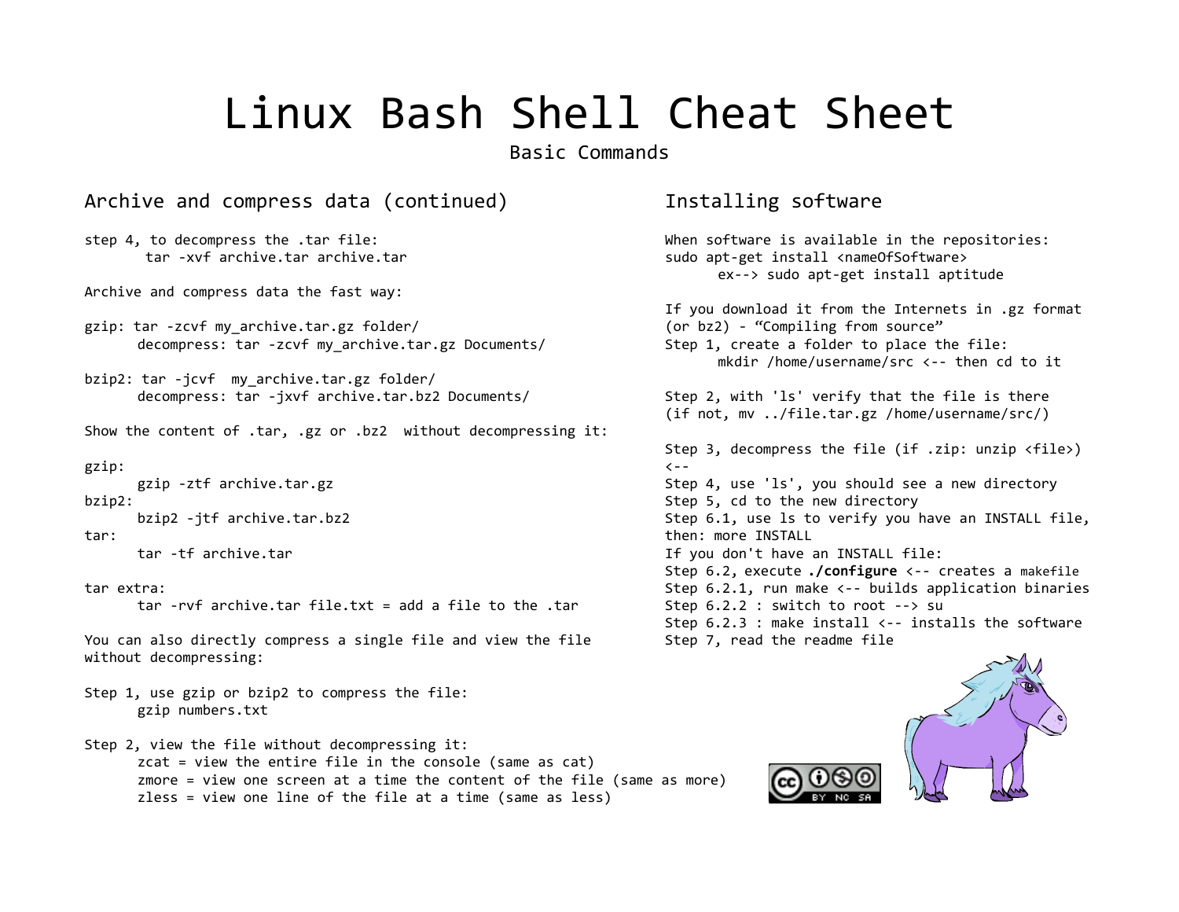# Linux Bash Shell Cheat Sheet

Basic Commands

## Archive and compress data (continued)

step 4, to decompress the .tar file:

```
tar -xvf archive.tar archive.tar
```

Archive and compress data the fast way:

gzip: tar -zcvf my_archive.tar.gz folder/

```
decompress: tar -zcvf my_archive.tar.gz Documents/
```

bzip2: tar -jcvf  my_archive.tar.gz folder/

```
decompress: tar -jxvf archive.tar.bz2 Documents/
```

Show the content of .tar, .gz or .bz2  without decompressing it:

gzip:

```
gzip -ztf archive.tar.gz
```

bzip2:

```
bzip2 -jtf archive.tar.bz2
```

tar:

```
tar -tf archive.tar
```

tar extra:

```
tar -rvf archive.tar file.txt = add a file to the .tar
```

You can also directly compress a single file and view the file without decompressing:

Step 1, use gzip or bzip2 to compress the file:

```
gzip numbers.txt
```

Step 2, view the file without decompressing it:

```
zcat = view the entire file in the console (same as cat)
zmore = view one screen at a time the content of the file (same as more)
zless = view one line of the file at a time (same as less)
```

## Installing software

When software is available in the repositories:
sudo apt-get install <nameOfSoftware>

```
ex--> sudo apt-get install aptitude
```

If you download it from the Internets in .gz format (or bz2) - “Compiling from source”
Step 1, create a folder to place the file:

```
mkdir /home/username/src <-- then cd to it
```

Step 2, with 'ls' verify that the file is there
(if not, mv ../file.tar.gz /home/username/src/)

Step 3, decompress the file (if .zip: unzip <file>) <--
Step 4, use 'ls', you should see a new directory
Step 5, cd to the new directory
Step 6.1, use ls to verify you have an INSTALL file, then: more INSTALL
If you don't have an INSTALL file:
Step 6.2, execute **./configure** <-- creates a makefile
Step 6.2.1, run make <-- builds application binaries
Step 6.2.2 : switch to root --> su
Step 6.2.3 : make install <-- installs the software
Step 7, read the readme file